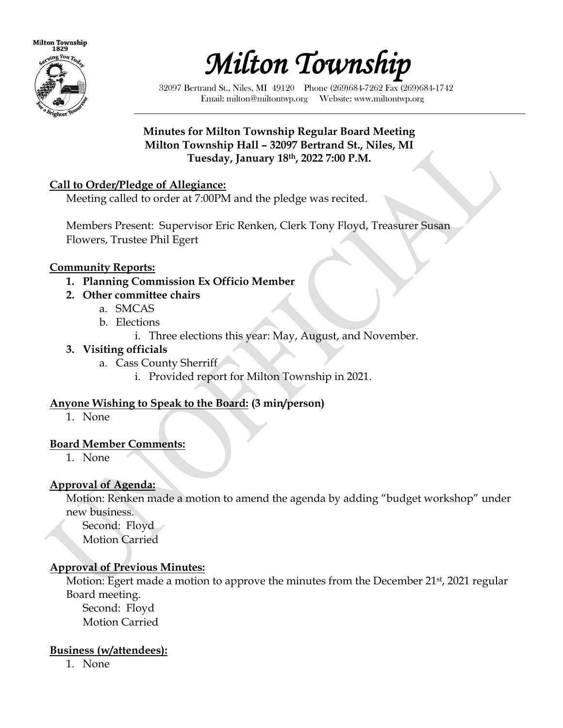# Milton Township

32097 Bertrand St., Niles, MI 49120 Phone (269)684-7262 Fax (269)684-1742
Email: milton@miltontwp.org Website: www.miltontwp.org

**Minutes for Milton Township Regular Board Meeting**
**Milton Township Hall – 32097 Bertrand St., Niles, MI**
**Tuesday, January 18th, 2022 7:00 P.M.**

**Call to Order/Pledge of Allegiance:**

Meeting called to order at 7:00PM and the pledge was recited.

Members Present: Supervisor Eric Renken, Clerk Tony Floyd, Treasurer Susan Flowers, Trustee Phil Egert

**Community Reports:**

1. **Planning Commission Ex Officio Member**
2. **Other committee chairs**
   a. SMCAS
   b. Elections
      i. Three elections this year: May, August, and November.
3. **Visiting officials**
   a. Cass County Sherriff
      i. Provided report for Milton Township in 2021.

**Anyone Wishing to Speak to the Board: (3 min/person)**

1. None

**Board Member Comments:**

1. None

**Approval of Agenda:**

Motion: Renken made a motion to amend the agenda by adding "budget workshop" under new business.
Second: Floyd
Motion Carried

**Approval of Previous Minutes:**

Motion: Egert made a motion to approve the minutes from the December 21st, 2021 regular Board meeting.
Second: Floyd
Motion Carried

**Business (w/attendees):**

1. None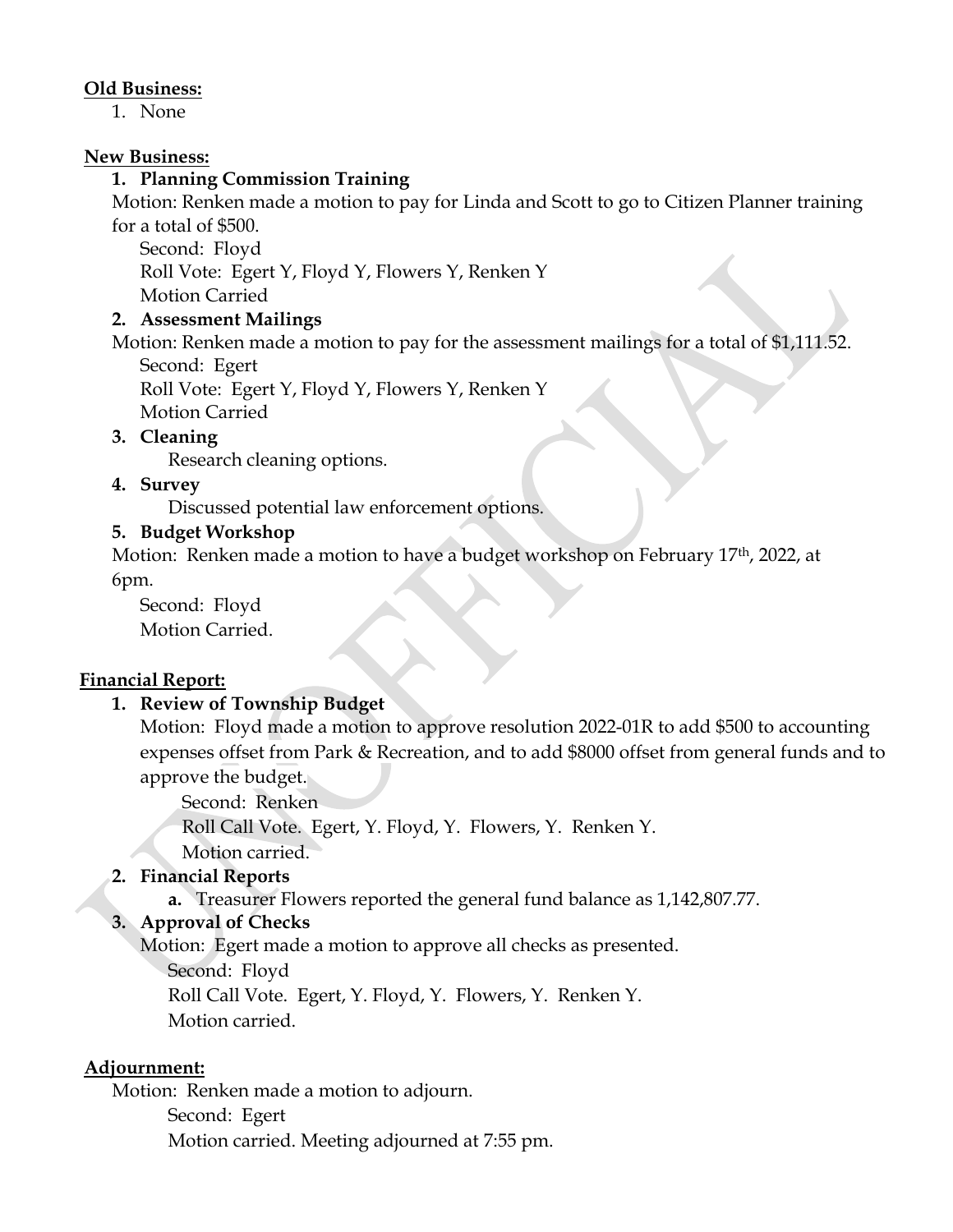**Old Business:**

1. None

**New Business:**

1. **Planning Commission Training**

Motion: Renken made a motion to pay for Linda and Scott to go to Citizen Planner training for a total of $500.

Second: Floyd
Roll Vote: Egert Y, Floyd Y, Flowers Y, Renken Y
Motion Carried

2. **Assessment Mailings**

Motion: Renken made a motion to pay for the assessment mailings for a total of $1,111.52.

Second: Egert
Roll Vote: Egert Y, Floyd Y, Flowers Y, Renken Y
Motion Carried

3. **Cleaning**

Research cleaning options.

4. **Survey**

Discussed potential law enforcement options.

5. **Budget Workshop**

Motion: Renken made a motion to have a budget workshop on February 17th, 2022, at 6pm.

Second: Floyd
Motion Carried.

**Financial Report:**

1. **Review of Township Budget**

Motion: Floyd made a motion to approve resolution 2022-01R to add $500 to accounting expenses offset from Park & Recreation, and to add $8000 offset from general funds and to approve the budget.

Second: Renken
Roll Call Vote. Egert, Y. Floyd, Y. Flowers, Y. Renken Y.
Motion carried.

2. **Financial Reports**

   a. Treasurer Flowers reported the general fund balance as 1,142,807.77.

3. **Approval of Checks**

Motion: Egert made a motion to approve all checks as presented.

Second: Floyd
Roll Call Vote. Egert, Y. Floyd, Y. Flowers, Y. Renken Y.
Motion carried.

**Adjournment:**

Motion: Renken made a motion to adjourn.

Second: Egert
Motion carried. Meeting adjourned at 7:55 pm.